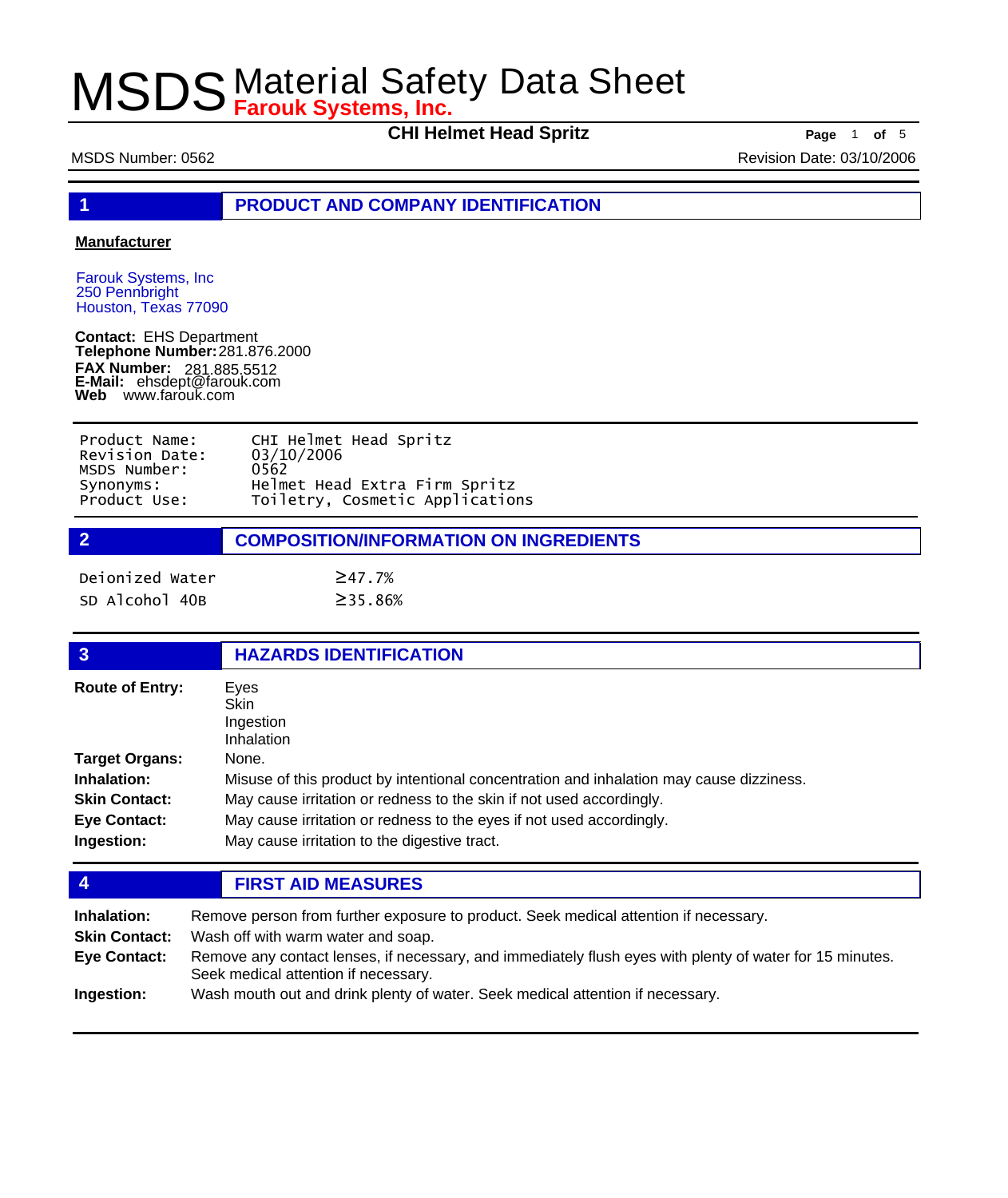# MSDS Material Safety Data Sheet

**Farouk Systems, Inc.**

**CHI Helmet Head Spritz**

MSDS Number: 0562

Revision Date: 03/10/2006

## 1 PRODUCT AND COMPANY IDENTIFICATION

**Manufacturer**

Farouk Systems, Inc
250 Pennbright
Houston, Texas 77090

**Contact:** EHS Department
**Telephone Number:** 281.876.2000
**FAX Number:** 281.885.5512
**E-Mail:** ehsdept@farouk.com
**Web** www.farouk.com

| | |
|---|---|
| Product Name: | CHI Helmet Head Spritz |
| Revision Date: | 03/10/2006 |
| MSDS Number: | 0562 |
| Synonyms: | Helmet Head Extra Firm Spritz |
| Product Use: | Toiletry, Cosmetic Applications |

## 2 COMPOSITION/INFORMATION ON INGREDIENTS

| | |
|---|---|
| Deionized Water | ≥47.7% |
| SD Alcohol 40B | ≥35.86% |

## 3 HAZARDS IDENTIFICATION

**Route of Entry:** Eyes
Skin
Ingestion
Inhalation

**Target Organs:** None.

**Inhalation:** Misuse of this product by intentional concentration and inhalation may cause dizziness.

**Skin Contact:** May cause irritation or redness to the skin if not used accordingly.

**Eye Contact:** May cause irritation or redness to the eyes if not used accordingly.

**Ingestion:** May cause irritation to the digestive tract.

## 4 FIRST AID MEASURES

**Inhalation:** Remove person from further exposure to product. Seek medical attention if necessary.

**Skin Contact:** Wash off with warm water and soap.

**Eye Contact:** Remove any contact lenses, if necessary, and immediately flush eyes with plenty of water for 15 minutes. Seek medical attention if necessary.

**Ingestion:** Wash mouth out and drink plenty of water. Seek medical attention if necessary.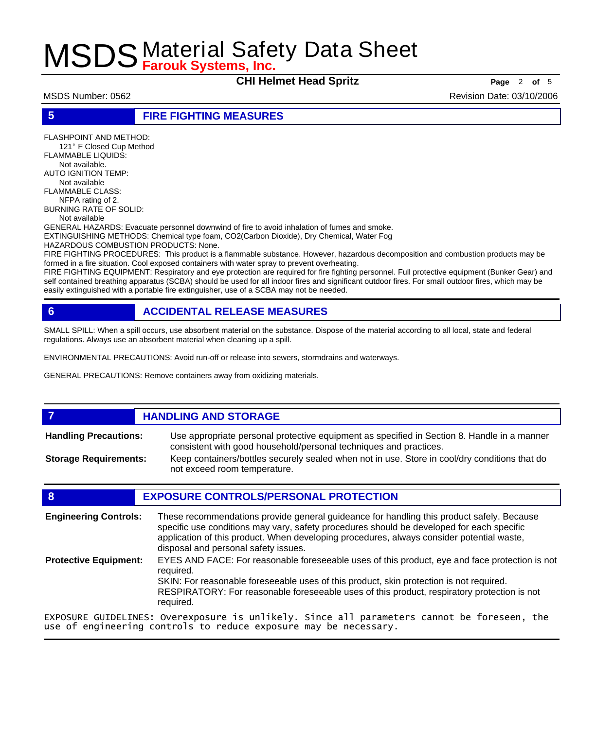# MSDS Material Safety Data Sheet
**Farouk Systems, Inc.**

**CHI Helmet Head Spritz**

MSDS Number: 0562 — Revision Date: 03/10/2006

## 5 FIRE FIGHTING MEASURES

FLASHPOINT AND METHOD:
121° F Closed Cup Method

FLAMMABLE LIQUIDS:
Not available.

AUTO IGNITION TEMP:
Not available

FLAMMABLE CLASS:
NFPA rating of 2.

BURNING RATE OF SOLID:
Not available

GENERAL HAZARDS: Evacuate personnel downwind of fire to avoid inhalation of fumes and smoke.

EXTINGUISHING METHODS: Chemical type foam, $CO_2$(Carbon Dioxide), Dry Chemical, Water Fog

HAZARDOUS COMBUSTION PRODUCTS: None.

FIRE FIGHTING PROCEDURES: This product is a flammable substance. However, hazardous decomposition and combustion products may be formed in a fire situation. Cool exposed containers with water spray to prevent overheating.

FIRE FIGHTING EQUIPMENT: Respiratory and eye protection are required for fire fighting personnel. Full protective equipment (Bunker Gear) and self contained breathing apparatus (SCBA) should be used for all indoor fires and significant outdoor fires. For small outdoor fires, which may be easily extinguished with a portable fire extinguisher, use of a SCBA may not be needed.

## 6 ACCIDENTAL RELEASE MEASURES

SMALL SPILL: When a spill occurs, use absorbent material on the substance. Dispose of the material according to all local, state and federal regulations. Always use an absorbent material when cleaning up a spill.

ENVIRONMENTAL PRECAUTIONS: Avoid run-off or release into sewers, stormdrains and waterways.

GENERAL PRECAUTIONS: Remove containers away from oxidizing materials.

## 7 HANDLING AND STORAGE

**Handling Precautions:** Use appropriate personal protective equipment as specified in Section 8. Handle in a manner consistent with good household/personal techniques and practices.

**Storage Requirements:** Keep containers/bottles securely sealed when not in use. Store in cool/dry conditions that do not exceed room temperature.

## 8 EXPOSURE CONTROLS/PERSONAL PROTECTION

**Engineering Controls:** These recommendations provide general guideance for handling this product safely. Because specific use conditions may vary, safety procedures should be developed for each specific application of this product. When developing procedures, always consider potential waste, disposal and personal safety issues.

**Protective Equipment:** EYES AND FACE: For reasonable foreseeable uses of this product, eye and face protection is not required.
SKIN: For reasonable foreseeable uses of this product, skin protection is not required.
RESPIRATORY: For reasonable foreseeable uses of this product, respiratory protection is not required.

EXPOSURE GUIDELINES: Overexposure is unlikely. Since all parameters cannot be foreseen, the use of engineering controls to reduce exposure may be necessary.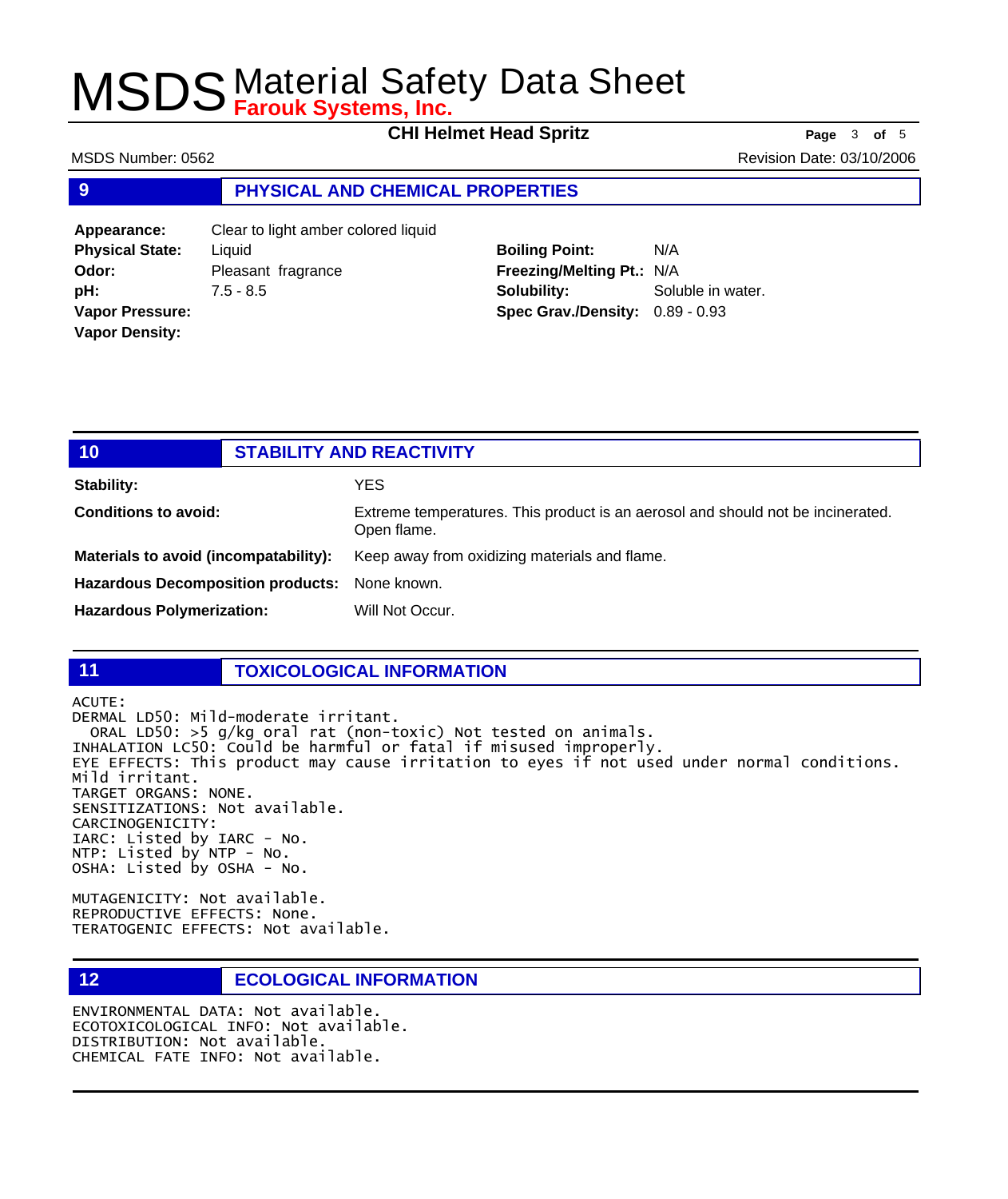# MSDS Material Safety Data Sheet
**Farouk Systems, Inc.**

**CHI Helmet Head Spritz**

MSDS Number: 0562 | Revision Date: 03/10/2006

## 9 PHYSICAL AND CHEMICAL PROPERTIES

| | | | |
|---|---|---|---|
| **Appearance:** | Clear to light amber colored liquid | | |
| **Physical State:** | Liquid | **Boiling Point:** | N/A |
| **Odor:** | Pleasant fragrance | **Freezing/Melting Pt.:** | N/A |
| **pH:** | 7.5 - 8.5 | **Solubility:** | Soluble in water. |
| **Vapor Pressure:** | | **Spec Grav./Density:** | 0.89 - 0.93 |
| **Vapor Density:** | | | |

## 10 STABILITY AND REACTIVITY

**Stability:** YES

**Conditions to avoid:** Extreme temperatures. This product is an aerosol and should not be incinerated. Open flame.

**Materials to avoid (incompatability):** Keep away from oxidizing materials and flame.

**Hazardous Decomposition products:** None known.

**Hazardous Polymerization:** Will Not Occur.

## 11 TOXICOLOGICAL INFORMATION

ACUTE:
DERMAL LD50: Mild-moderate irritant.
ORAL LD50: >5 g/kg oral rat (non-toxic) Not tested on animals.
INHALATION LC50: Could be harmful or fatal if misused improperly.
EYE EFFECTS: This product may cause irritation to eyes if not used under normal conditions. Mild irritant.
TARGET ORGANS: NONE.
SENSITIZATIONS: Not available.
CARCINOGENICITY:
IARC: Listed by IARC - No.
NTP: Listed by NTP - No.
OSHA: Listed by OSHA - No.

MUTAGENICITY: Not available.
REPRODUCTIVE EFFECTS: None.
TERATOGENIC EFFECTS: Not available.

## 12 ECOLOGICAL INFORMATION

ENVIRONMENTAL DATA: Not available.
ECOTOXICOLOGICAL INFO: Not available.
DISTRIBUTION: Not available.
CHEMICAL FATE INFO: Not available.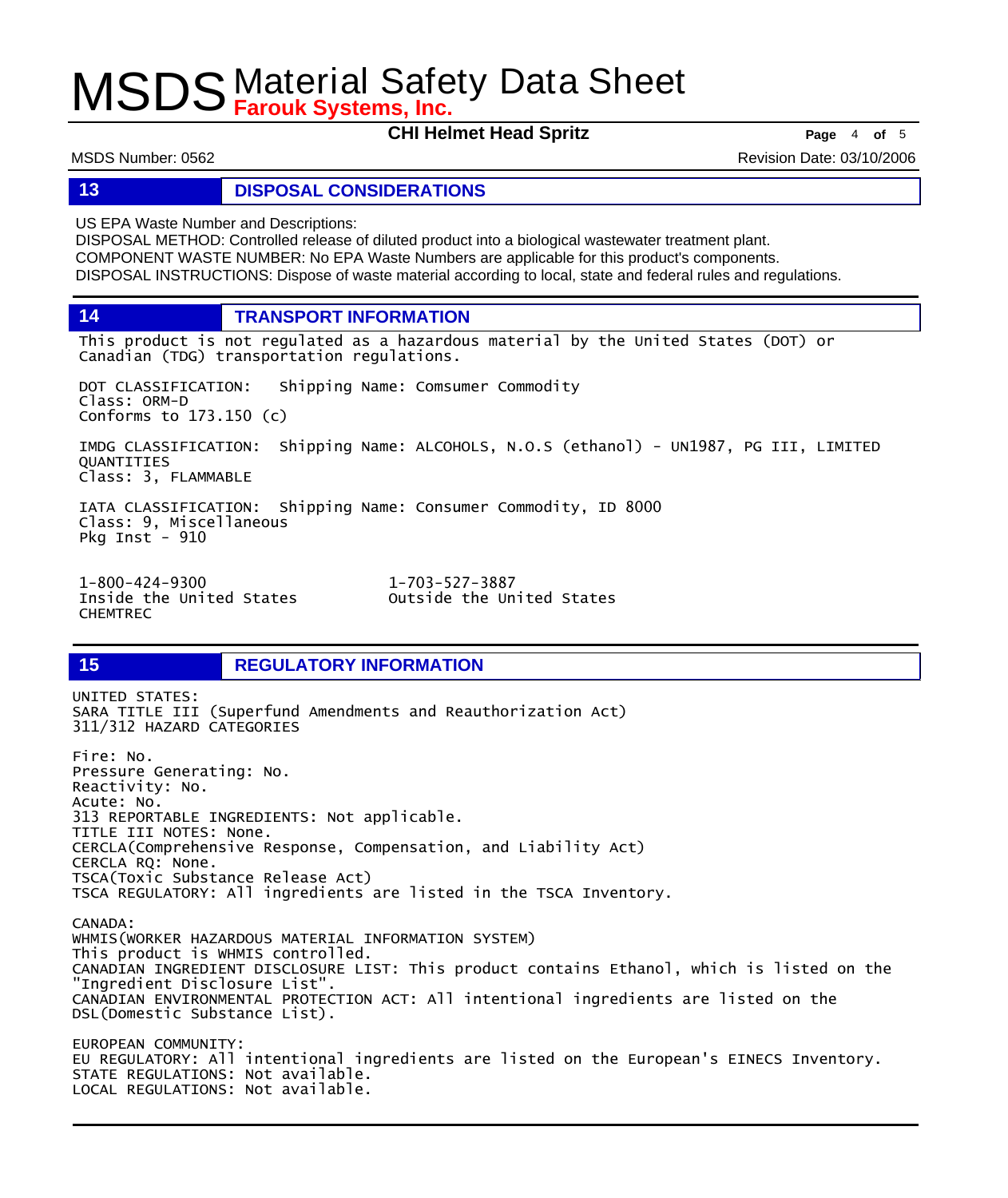## 13 DISPOSAL CONSIDERATIONS

US EPA Waste Number and Descriptions:
DISPOSAL METHOD: Controlled release of diluted product into a biological wastewater treatment plant.
COMPONENT WASTE NUMBER: No EPA Waste Numbers are applicable for this product's components.
DISPOSAL INSTRUCTIONS: Dispose of waste material according to local, state and federal rules and regulations.

## 14 TRANSPORT INFORMATION

This product is not regulated as a hazardous material by the United States (DOT) or Canadian (TDG) transportation regulations.

DOT CLASSIFICATION: Shipping Name: Comsumer Commodity
Class: ORM-D
Conforms to 173.150 (c)

IMDG CLASSIFICATION: Shipping Name: ALCOHOLS, N.O.S (ethanol) - UN1987, PG III, LIMITED QUANTITIES
Class: 3, FLAMMABLE

IATA CLASSIFICATION: Shipping Name: Consumer Commodity, ID 8000
Class: 9, Miscellaneous
Pkg Inst - 910

| | |
|---|---|
| 1-800-424-9300 | 1-703-527-3887 |
| Inside the United States | Outside the United States |
| CHEMTREC | |

## 15 REGULATORY INFORMATION

UNITED STATES:
SARA TITLE III (Superfund Amendments and Reauthorization Act)
311/312 HAZARD CATEGORIES

Fire: No.
Pressure Generating: No.
Reactivity: No.
Acute: No.
313 REPORTABLE INGREDIENTS: Not applicable.
TITLE III NOTES: None.
CERCLA(Comprehensive Response, Compensation, and Liability Act)
CERCLA RQ: None.
TSCA(Toxic Substance Release Act)
TSCA REGULATORY: All ingredients are listed in the TSCA Inventory.

CANADA:
WHMIS(WORKER HAZARDOUS MATERIAL INFORMATION SYSTEM)
This product is WHMIS controlled.
CANADIAN INGREDIENT DISCLOSURE LIST: This product contains Ethanol, which is listed on the "Ingredient Disclosure List".
CANADIAN ENVIRONMENTAL PROTECTION ACT: All intentional ingredients are listed on the DSL(Domestic Substance List).

EUROPEAN COMMUNITY:
EU REGULATORY: All intentional ingredients are listed on the European's EINECS Inventory.
STATE REGULATIONS: Not available.
LOCAL REGULATIONS: Not available.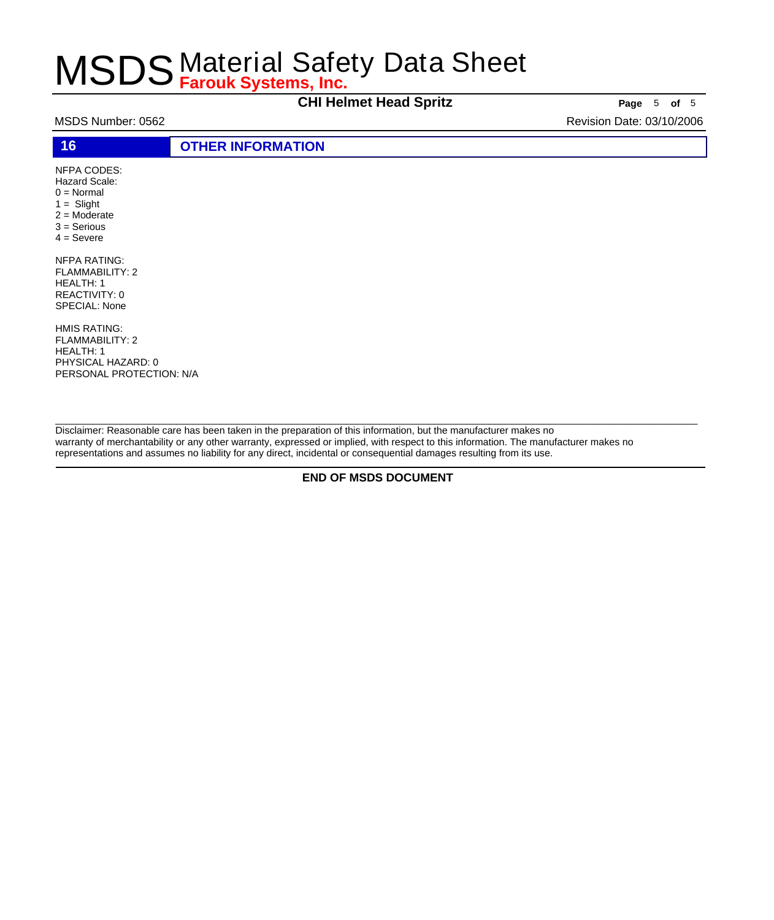## 16 OTHER INFORMATION

NFPA CODES:
Hazard Scale:
0 = Normal
1 = Slight
2 = Moderate
3 = Serious
4 = Severe

NFPA RATING:
FLAMMABILITY: 2
HEALTH: 1
REACTIVITY: 0
SPECIAL: None

HMIS RATING:
FLAMMABILITY: 2
HEALTH: 1
PHYSICAL HAZARD: 0
PERSONAL PROTECTION: N/A

---

Disclaimer: Reasonable care has been taken in the preparation of this information, but the manufacturer makes no warranty of merchantability or any other warranty, expressed or implied, with respect to this information. The manufacturer makes no representations and assumes no liability for any direct, incidental or consequential damages resulting from its use.

---

**END OF MSDS DOCUMENT**